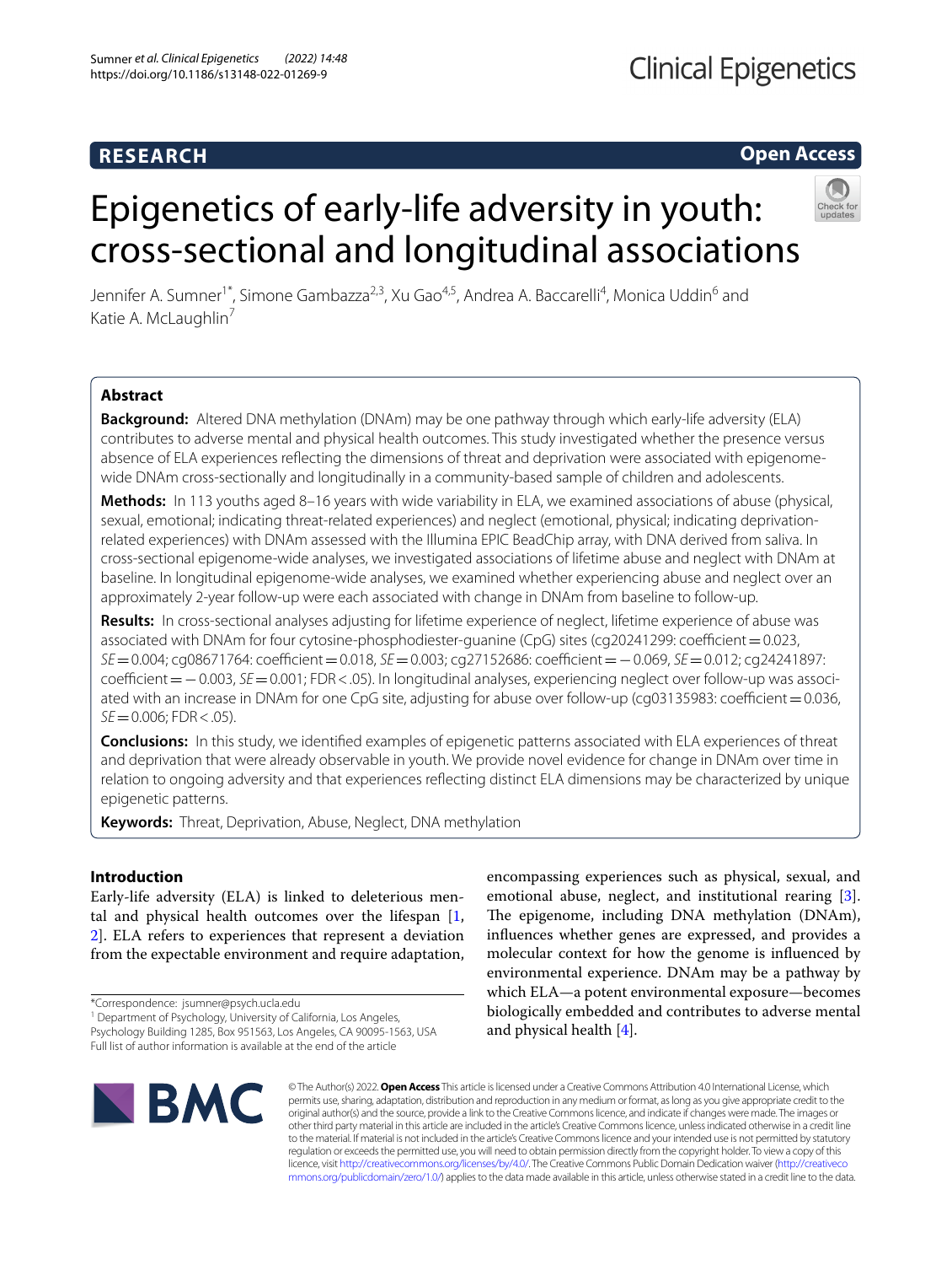RESEARCH

Open Access

# Epigenetics of early-life adversity in youth: cross-sectional and longitudinal associations

Jennifer A. Sumner[1*], Simone Gambazza[2,3], Xu Gao[4,5], Andrea A. Baccarelli[4], Monica Uddin[6] and Katie A. McLaughlin[7]

## Abstract

**Background:** Altered DNA methylation (DNAm) may be one pathway through which early-life adversity (ELA) contributes to adverse mental and physical health outcomes. This study investigated whether the presence versus absence of ELA experiences reflecting the dimensions of threat and deprivation were associated with epigenome-wide DNAm cross-sectionally and longitudinally in a community-based sample of children and adolescents.

**Methods:** In 113 youths aged 8–16 years with wide variability in ELA, we examined associations of abuse (physical, sexual, emotional; indicating threat-related experiences) and neglect (emotional, physical; indicating deprivation-related experiences) with DNAm assessed with the Illumina EPIC BeadChip array, with DNA derived from saliva. In cross-sectional epigenome-wide analyses, we investigated associations of lifetime abuse and neglect with DNAm at baseline. In longitudinal epigenome-wide analyses, we examined whether experiencing abuse and neglect over an approximately 2-year follow-up were each associated with change in DNAm from baseline to follow-up.

**Results:** In cross-sectional analyses adjusting for lifetime experience of neglect, lifetime experience of abuse was associated with DNAm for four cytosine-phosphodiester-guanine (CpG) sites (cg20241299: coefficient = 0.023, *SE* = 0.004; cg08671764: coefficient = 0.018, *SE* = 0.003; cg27152686: coefficient = − 0.069, *SE* = 0.012; cg24241897: coefficient = − 0.003, *SE* = 0.001; FDR < .05). In longitudinal analyses, experiencing neglect over follow-up was associated with an increase in DNAm for one CpG site, adjusting for abuse over follow-up (cg03135983: coefficient = 0.036, *SE* = 0.006; FDR < .05).

**Conclusions:** In this study, we identified examples of epigenetic patterns associated with ELA experiences of threat and deprivation that were already observable in youth. We provide novel evidence for change in DNAm over time in relation to ongoing adversity and that experiences reflecting distinct ELA dimensions may be characterized by unique epigenetic patterns.

**Keywords:** Threat, Deprivation, Abuse, Neglect, DNA methylation

## Introduction

Early-life adversity (ELA) is linked to deleterious mental and physical health outcomes over the lifespan [1, 2]. ELA refers to experiences that represent a deviation from the expectable environment and require adaptation, encompassing experiences such as physical, sexual, and emotional abuse, neglect, and institutional rearing [3]. The epigenome, including DNA methylation (DNAm), influences whether genes are expressed, and provides a molecular context for how the genome is influenced by environmental experience. DNAm may be a pathway by which ELA—a potent environmental exposure—becomes biologically embedded and contributes to adverse mental and physical health [4].

*Correspondence: jsumner@psych.ucla.edu

[1] Department of Psychology, University of California, Los Angeles, Psychology Building 1285, Box 951563, Los Angeles, CA 90095-1563, USA

Full list of author information is available at the end of the article

© The Author(s) 2022. **Open Access** This article is licensed under a Creative Commons Attribution 4.0 International License, which permits use, sharing, adaptation, distribution and reproduction in any medium or format, as long as you give appropriate credit to the original author(s) and the source, provide a link to the Creative Commons licence, and indicate if changes were made. The images or other third party material in this article are included in the article's Creative Commons licence, unless indicated otherwise in a credit line to the material. If material is not included in the article's Creative Commons licence and your intended use is not permitted by statutory regulation or exceeds the permitted use, you will need to obtain permission directly from the copyright holder. To view a copy of this licence, visit http://creativecommons.org/licenses/by/4.0/. The Creative Commons Public Domain Dedication waiver (http://creativecommons.org/publicdomain/zero/1.0/) applies to the data made available in this article, unless otherwise stated in a credit line to the data.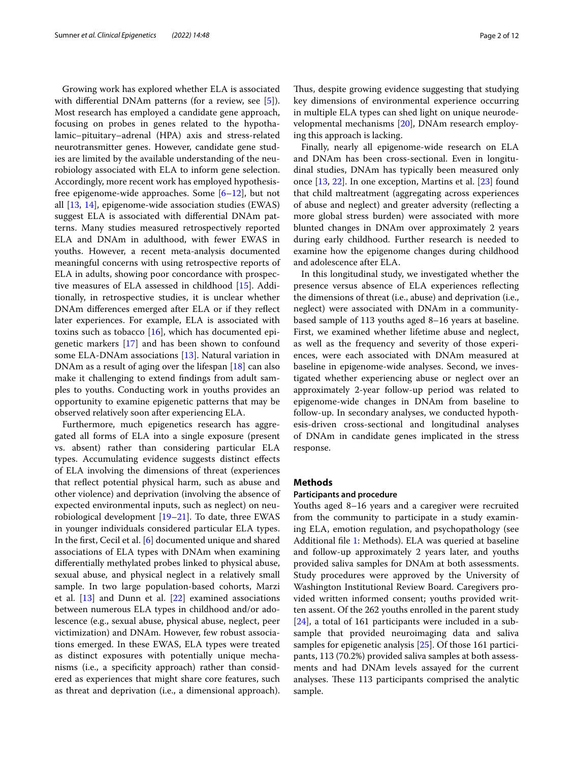Growing work has explored whether ELA is associated with differential DNAm patterns (for a review, see [5]). Most research has employed a candidate gene approach, focusing on probes in genes related to the hypothalamic–pituitary–adrenal (HPA) axis and stress-related neurotransmitter genes. However, candidate gene studies are limited by the available understanding of the neurobiology associated with ELA to inform gene selection. Accordingly, more recent work has employed hypothesis-free epigenome-wide approaches. Some [6–12], but not all [13, 14], epigenome-wide association studies (EWAS) suggest ELA is associated with differential DNAm patterns. Many studies measured retrospectively reported ELA and DNAm in adulthood, with fewer EWAS in youths. However, a recent meta-analysis documented meaningful concerns with using retrospective reports of ELA in adults, showing poor concordance with prospective measures of ELA assessed in childhood [15]. Additionally, in retrospective studies, it is unclear whether DNAm differences emerged after ELA or if they reflect later experiences. For example, ELA is associated with toxins such as tobacco [16], which has documented epigenetic markers [17] and has been shown to confound some ELA-DNAm associations [13]. Natural variation in DNAm as a result of aging over the lifespan [18] can also make it challenging to extend findings from adult samples to youths. Conducting work in youths provides an opportunity to examine epigenetic patterns that may be observed relatively soon after experiencing ELA.

Furthermore, much epigenetics research has aggregated all forms of ELA into a single exposure (present vs. absent) rather than considering particular ELA types. Accumulating evidence suggests distinct effects of ELA involving the dimensions of threat (experiences that reflect potential physical harm, such as abuse and other violence) and deprivation (involving the absence of expected environmental inputs, such as neglect) on neurobiological development [19–21]. To date, three EWAS in younger individuals considered particular ELA types. In the first, Cecil et al. [6] documented unique and shared associations of ELA types with DNAm when examining differentially methylated probes linked to physical abuse, sexual abuse, and physical neglect in a relatively small sample. In two large population-based cohorts, Marzi et al. [13] and Dunn et al. [22] examined associations between numerous ELA types in childhood and/or adolescence (e.g., sexual abuse, physical abuse, neglect, peer victimization) and DNAm. However, few robust associations emerged. In these EWAS, ELA types were treated as distinct exposures with potentially unique mechanisms (i.e., a specificity approach) rather than considered as experiences that might share core features, such as threat and deprivation (i.e., a dimensional approach). Thus, despite growing evidence suggesting that studying key dimensions of environmental experience occurring in multiple ELA types can shed light on unique neurodevelopmental mechanisms [20], DNAm research employing this approach is lacking.

Finally, nearly all epigenome-wide research on ELA and DNAm has been cross-sectional. Even in longitudinal studies, DNAm has typically been measured only once [13, 22]. In one exception, Martins et al. [23] found that child maltreatment (aggregating across experiences of abuse and neglect) and greater adversity (reflecting a more global stress burden) were associated with more blunted changes in DNAm over approximately 2 years during early childhood. Further research is needed to examine how the epigenome changes during childhood and adolescence after ELA.

In this longitudinal study, we investigated whether the presence versus absence of ELA experiences reflecting the dimensions of threat (i.e., abuse) and deprivation (i.e., neglect) were associated with DNAm in a community-based sample of 113 youths aged 8–16 years at baseline. First, we examined whether lifetime abuse and neglect, as well as the frequency and severity of those experiences, were each associated with DNAm measured at baseline in epigenome-wide analyses. Second, we investigated whether experiencing abuse or neglect over an approximately 2-year follow-up period was related to epigenome-wide changes in DNAm from baseline to follow-up. In secondary analyses, we conducted hypothesis-driven cross-sectional and longitudinal analyses of DNAm in candidate genes implicated in the stress response.

## Methods

### Participants and procedure

Youths aged 8–16 years and a caregiver were recruited from the community to participate in a study examining ELA, emotion regulation, and psychopathology (see Additional file 1: Methods). ELA was queried at baseline and follow-up approximately 2 years later, and youths provided saliva samples for DNAm at both assessments. Study procedures were approved by the University of Washington Institutional Review Board. Caregivers provided written informed consent; youths provided written assent. Of the 262 youths enrolled in the parent study [24], a total of 161 participants were included in a subsample that provided neuroimaging data and saliva samples for epigenetic analysis [25]. Of those 161 participants, 113 (70.2%) provided saliva samples at both assessments and had DNAm levels assayed for the current analyses. These 113 participants comprised the analytic sample.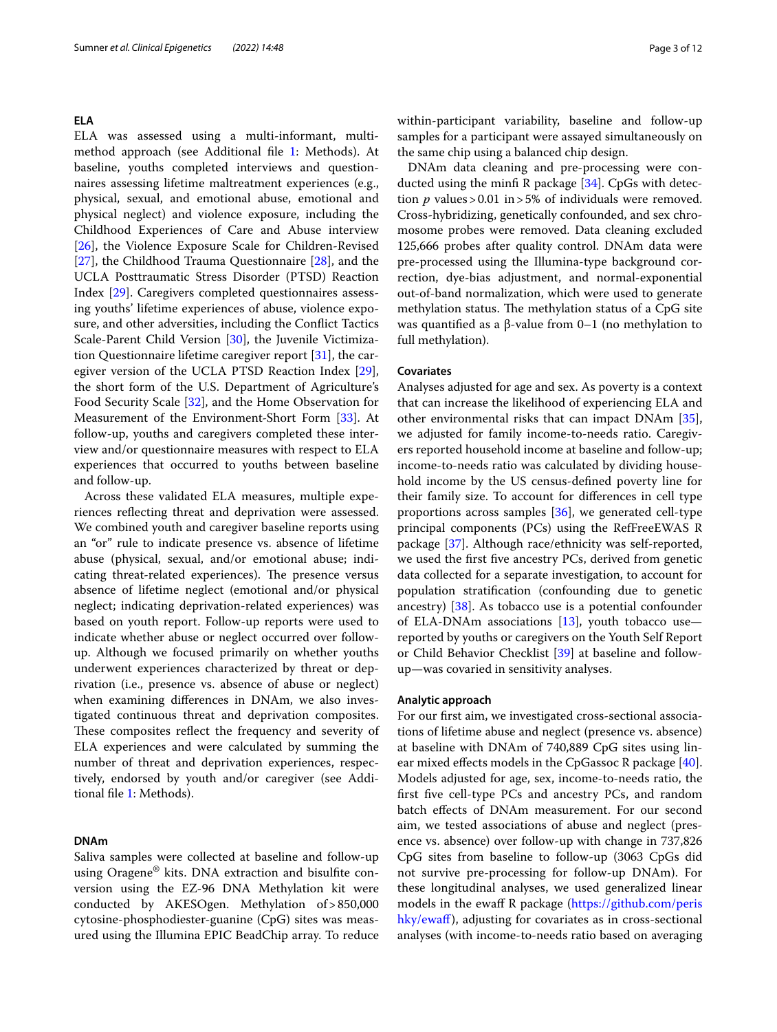### ELA

ELA was assessed using a multi-informant, multi-method approach (see Additional file 1: Methods). At baseline, youths completed interviews and questionnaires assessing lifetime maltreatment experiences (e.g., physical, sexual, and emotional abuse, emotional and physical neglect) and violence exposure, including the Childhood Experiences of Care and Abuse interview [26], the Violence Exposure Scale for Children-Revised [27], the Childhood Trauma Questionnaire [28], and the UCLA Posttraumatic Stress Disorder (PTSD) Reaction Index [29]. Caregivers completed questionnaires assessing youths' lifetime experiences of abuse, violence exposure, and other adversities, including the Conflict Tactics Scale-Parent Child Version [30], the Juvenile Victimization Questionnaire lifetime caregiver report [31], the caregiver version of the UCLA PTSD Reaction Index [29], the short form of the U.S. Department of Agriculture's Food Security Scale [32], and the Home Observation for Measurement of the Environment-Short Form [33]. At follow-up, youths and caregivers completed these interview and/or questionnaire measures with respect to ELA experiences that occurred to youths between baseline and follow-up.

Across these validated ELA measures, multiple experiences reflecting threat and deprivation were assessed. We combined youth and caregiver baseline reports using an "or" rule to indicate presence vs. absence of lifetime abuse (physical, sexual, and/or emotional abuse; indicating threat-related experiences). The presence versus absence of lifetime neglect (emotional and/or physical neglect; indicating deprivation-related experiences) was based on youth report. Follow-up reports were used to indicate whether abuse or neglect occurred over follow-up. Although we focused primarily on whether youths underwent experiences characterized by threat or deprivation (i.e., presence vs. absence of abuse or neglect) when examining differences in DNAm, we also investigated continuous threat and deprivation composites. These composites reflect the frequency and severity of ELA experiences and were calculated by summing the number of threat and deprivation experiences, respectively, endorsed by youth and/or caregiver (see Additional file 1: Methods).

### DNAm

Saliva samples were collected at baseline and follow-up using Oragene® kits. DNA extraction and bisulfite conversion using the EZ-96 DNA Methylation kit were conducted by AKESOgen. Methylation of > 850,000 cytosine-phosphodiester-guanine (CpG) sites was measured using the Illumina EPIC BeadChip array. To reduce within-participant variability, baseline and follow-up samples for a participant were assayed simultaneously on the same chip using a balanced chip design.

DNAm data cleaning and pre-processing were conducted using the minfi R package [34]. CpGs with detection $p$ values > 0.01 in > 5% of individuals were removed. Cross-hybridizing, genetically confounded, and sex chromosome probes were removed. Data cleaning excluded 125,666 probes after quality control. DNAm data were pre-processed using the Illumina-type background correction, dye-bias adjustment, and normal-exponential out-of-band normalization, which were used to generate methylation status. The methylation status of a CpG site was quantified as a β-value from 0–1 (no methylation to full methylation).

### Covariates

Analyses adjusted for age and sex. As poverty is a context that can increase the likelihood of experiencing ELA and other environmental risks that can impact DNAm [35], we adjusted for family income-to-needs ratio. Caregivers reported household income at baseline and follow-up; income-to-needs ratio was calculated by dividing household income by the US census-defined poverty line for their family size. To account for differences in cell type proportions across samples [36], we generated cell-type principal components (PCs) using the RefFreeEWAS R package [37]. Although race/ethnicity was self-reported, we used the first five ancestry PCs, derived from genetic data collected for a separate investigation, to account for population stratification (confounding due to genetic ancestry) [38]. As tobacco use is a potential confounder of ELA-DNAm associations [13], youth tobacco use—reported by youths or caregivers on the Youth Self Report or Child Behavior Checklist [39] at baseline and follow-up—was covaried in sensitivity analyses.

### Analytic approach

For our first aim, we investigated cross-sectional associations of lifetime abuse and neglect (presence vs. absence) at baseline with DNAm of 740,889 CpG sites using linear mixed effects models in the CpGassoc R package [40]. Models adjusted for age, sex, income-to-needs ratio, the first five cell-type PCs and ancestry PCs, and random batch effects of DNAm measurement. For our second aim, we tested associations of abuse and neglect (presence vs. absence) over follow-up with change in 737,826 CpG sites from baseline to follow-up (3063 CpGs did not survive pre-processing for follow-up DNAm). For these longitudinal analyses, we used generalized linear models in the ewaff R package (https://github.com/perishky/ewaff), adjusting for covariates as in cross-sectional analyses (with income-to-needs ratio based on averaging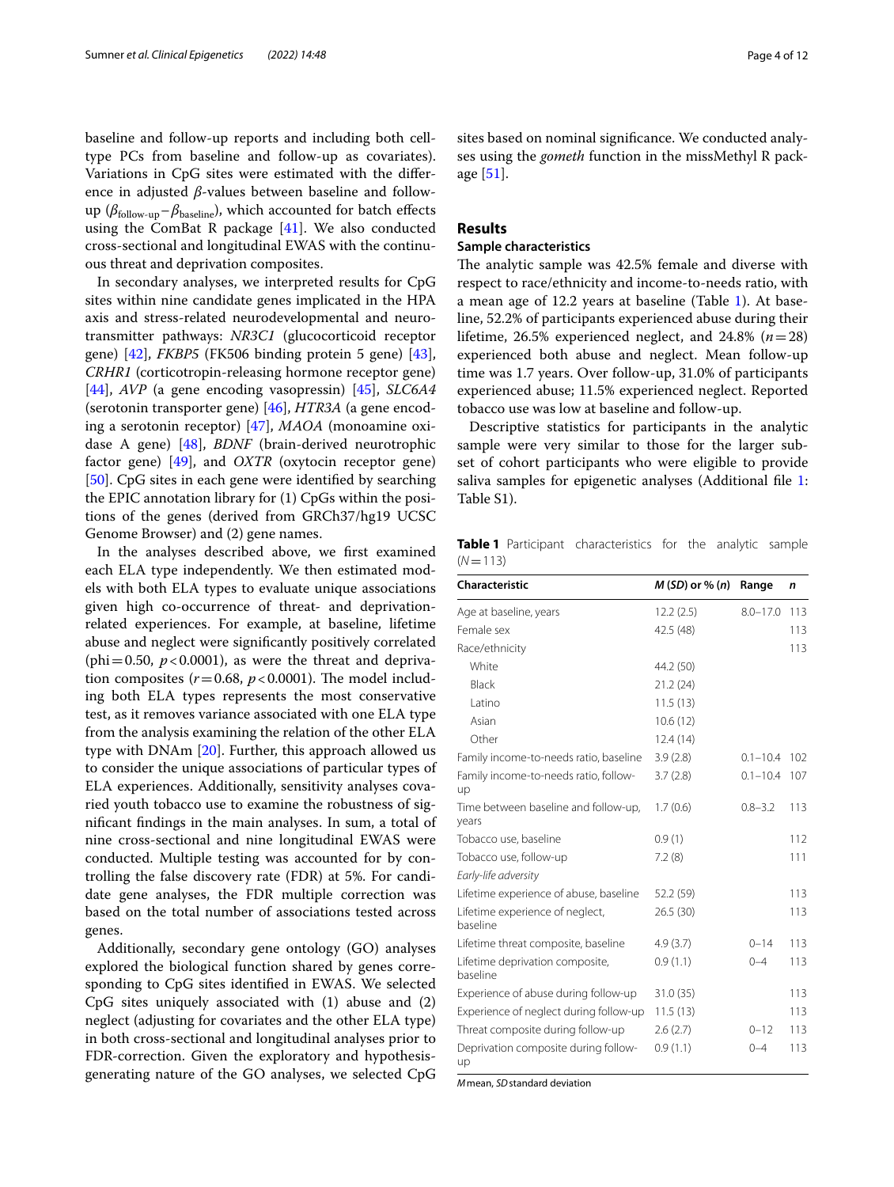baseline and follow-up reports and including both cell-type PCs from baseline and follow-up as covariates). Variations in CpG sites were estimated with the difference in adjusted $\beta$-values between baseline and follow-up ($\beta_{\text{follow-up}} - \beta_{\text{baseline}}$), which accounted for batch effects using the ComBat R package [41]. We also conducted cross-sectional and longitudinal EWAS with the continuous threat and deprivation composites.

In secondary analyses, we interpreted results for CpG sites within nine candidate genes implicated in the HPA axis and stress-related neurodevelopmental and neurotransmitter pathways: *NR3C1* (glucocorticoid receptor gene) [42], *FKBP5* (FK506 binding protein 5 gene) [43], *CRHR1* (corticotropin-releasing hormone receptor gene) [44], *AVP* (a gene encoding vasopressin) [45], *SLC6A4* (serotonin transporter gene) [46], *HTR3A* (a gene encoding a serotonin receptor) [47], *MAOA* (monoamine oxidase A gene) [48], *BDNF* (brain-derived neurotrophic factor gene) [49], and *OXTR* (oxytocin receptor gene) [50]. CpG sites in each gene were identified by searching the EPIC annotation library for (1) CpGs within the positions of the genes (derived from GRCh37/hg19 UCSC Genome Browser) and (2) gene names.

In the analyses described above, we first examined each ELA type independently. We then estimated models with both ELA types to evaluate unique associations given high co-occurrence of threat- and deprivation-related experiences. For example, at baseline, lifetime abuse and neglect were significantly positively correlated (phi = 0.50, $p < 0.0001$), as were the threat and deprivation composites ($r = 0.68$, $p < 0.0001$). The model including both ELA types represents the most conservative test, as it removes variance associated with one ELA type from the analysis examining the relation of the other ELA type with DNAm [20]. Further, this approach allowed us to consider the unique associations of particular types of ELA experiences. Additionally, sensitivity analyses covaried youth tobacco use to examine the robustness of significant findings in the main analyses. In sum, a total of nine cross-sectional and nine longitudinal EWAS were conducted. Multiple testing was accounted for by controlling the false discovery rate (FDR) at 5%. For candidate gene analyses, the FDR multiple correction was based on the total number of associations tested across genes.

Additionally, secondary gene ontology (GO) analyses explored the biological function shared by genes corresponding to CpG sites identified in EWAS. We selected CpG sites uniquely associated with (1) abuse and (2) neglect (adjusting for covariates and the other ELA type) in both cross-sectional and longitudinal analyses prior to FDR-correction. Given the exploratory and hypothesis-generating nature of the GO analyses, we selected CpG sites based on nominal significance. We conducted analyses using the *gometh* function in the missMethyl R package [51].

## Results

### Sample characteristics

The analytic sample was 42.5% female and diverse with respect to race/ethnicity and income-to-needs ratio, with a mean age of 12.2 years at baseline (Table 1). At baseline, 52.2% of participants experienced abuse during their lifetime, 26.5% experienced neglect, and 24.8% ($n = 28$) experienced both abuse and neglect. Mean follow-up time was 1.7 years. Over follow-up, 31.0% of participants experienced abuse; 11.5% experienced neglect. Reported tobacco use was low at baseline and follow-up.

Descriptive statistics for participants in the analytic sample were very similar to those for the larger subset of cohort participants who were eligible to provide saliva samples for epigenetic analyses (Additional file 1: Table S1).

**Table 1** Participant characteristics for the analytic sample ($N = 113$)

| Characteristic | *M* (*SD*) or % (*n*) | Range | *n* |
|---|---|---|---|
| Age at baseline, years | 12.2 (2.5) | 8.0–17.0 | 113 |
| Female sex | 42.5 (48) | | 113 |
| Race/ethnicity | | | 113 |
| White | 44.2 (50) | | |
| Black | 21.2 (24) | | |
| Latino | 11.5 (13) | | |
| Asian | 10.6 (12) | | |
| Other | 12.4 (14) | | |
| Family income-to-needs ratio, baseline | 3.9 (2.8) | 0.1–10.4 | 102 |
| Family income-to-needs ratio, follow-up | 3.7 (2.8) | 0.1–10.4 | 107 |
| Time between baseline and follow-up, years | 1.7 (0.6) | 0.8–3.2 | 113 |
| Tobacco use, baseline | 0.9 (1) | | 112 |
| Tobacco use, follow-up | 7.2 (8) | | 111 |
| *Early-life adversity* | | | |
| Lifetime experience of abuse, baseline | 52.2 (59) | | 113 |
| Lifetime experience of neglect, baseline | 26.5 (30) | | 113 |
| Lifetime threat composite, baseline | 4.9 (3.7) | 0–14 | 113 |
| Lifetime deprivation composite, baseline | 0.9 (1.1) | 0–4 | 113 |
| Experience of abuse during follow-up | 31.0 (35) | | 113 |
| Experience of neglect during follow-up | 11.5 (13) | | 113 |
| Threat composite during follow-up | 2.6 (2.7) | 0–12 | 113 |
| Deprivation composite during follow-up | 0.9 (1.1) | 0–4 | 113 |

*M* mean, *SD* standard deviation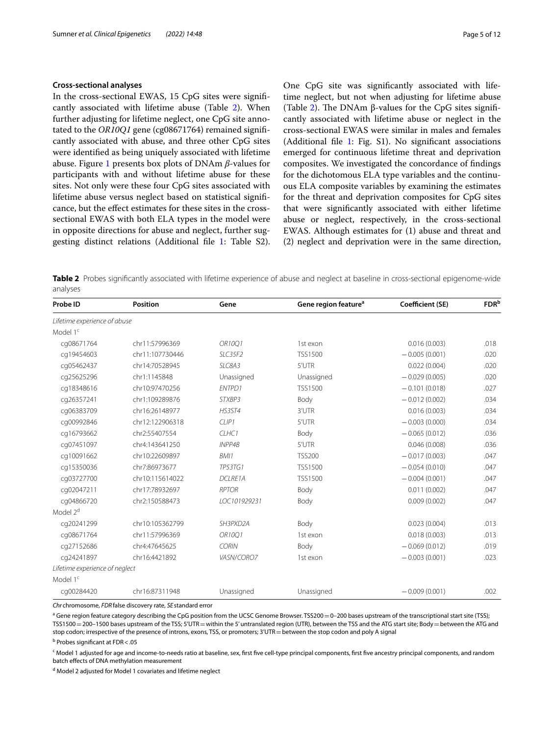### Cross-sectional analyses

In the cross-sectional EWAS, 15 CpG sites were significantly associated with lifetime abuse (Table 2). When further adjusting for lifetime neglect, one CpG site annotated to the *OR10Q1* gene (cg08671764) remained significantly associated with abuse, and three other CpG sites were identified as being uniquely associated with lifetime abuse. Figure 1 presents box plots of DNAm $\beta$-values for participants with and without lifetime abuse for these sites. Not only were these four CpG sites associated with lifetime abuse versus neglect based on statistical significance, but the effect estimates for these sites in the cross-sectional EWAS with both ELA types in the model were in opposite directions for abuse and neglect, further suggesting distinct relations (Additional file 1: Table S2). One CpG site was significantly associated with lifetime neglect, but not when adjusting for lifetime abuse (Table 2). The DNAm β-values for the CpG sites significantly associated with lifetime abuse or neglect in the cross-sectional EWAS were similar in males and females (Additional file 1: Fig. S1). No significant associations emerged for continuous lifetime threat and deprivation composites. We investigated the concordance of findings for the dichotomous ELA type variables and the continuous ELA composite variables by examining the estimates for the threat and deprivation composites for CpG sites that were significantly associated with either lifetime abuse or neglect, respectively, in the cross-sectional EWAS. Although estimates for (1) abuse and threat and (2) neglect and deprivation were in the same direction,

**Table 2** Probes significantly associated with lifetime experience of abuse and neglect at baseline in cross-sectional epigenome-wide analyses

| Probe ID | Position | Gene | Gene region feature[a] | Coefficient (SE) | FDR[b] |
|---|---|---|---|---|---|
| *Lifetime experience of abuse* | | | | | |
| Model 1[c] | | | | | |
| cg08671764 | chr11:57996369 | *OR10Q1* | 1st exon | 0.016 (0.003) | .018 |
| cg19454603 | chr11:107730446 | *SLC35F2* | TSS1500 | −0.005 (0.001) | .020 |
| cg05462437 | chr14:70528945 | *SLC8A3* | 5′UTR | 0.022 (0.004) | .020 |
| cg25625296 | chr1:1145848 | Unassigned | Unassigned | −0.029 (0.005) | .020 |
| cg18348616 | chr10:97470256 | *ENTPD1* | TSS1500 | −0.101 (0.018) | .027 |
| cg26357241 | chr1:109289876 | *STXBP3* | Body | −0.012 (0.002) | .034 |
| cg06383709 | chr16:26148977 | *HS3ST4* | 3′UTR | 0.016 (0.003) | .034 |
| cg00992846 | chr12:122906318 | *CLIP1* | 5′UTR | −0.003 (0.000) | .034 |
| cg16793662 | chr2:55407554 | *CLHC1* | Body | −0.065 (0.012) | .036 |
| cg07451097 | chr4:143641250 | *INPP4B* | 5′UTR | 0.046 (0.008) | .036 |
| cg10091662 | chr10:22609897 | *BMI1* | TSS200 | −0.017 (0.003) | .047 |
| cg15350036 | chr7:86973677 | *TP53TG1* | TSS1500 | −0.054 (0.010) | .047 |
| cg03727700 | chr10:115614022 | *DCLRE1A* | TSS1500 | −0.004 (0.001) | .047 |
| cg02047211 | chr17:78932697 | *RPTOR* | Body | 0.011 (0.002) | .047 |
| cg04866720 | chr2:150588473 | *LOC101929231* | Body | 0.009 (0.002) | .047 |
| Model 2[d] | | | | | |
| cg20241299 | chr10:105362799 | *SH3PXD2A* | Body | 0.023 (0.004) | .013 |
| cg08671764 | chr11:57996369 | *OR10Q1* | 1st exon | 0.018 (0.003) | .013 |
| cg27152686 | chr4:47645625 | *CORIN* | Body | −0.069 (0.012) | .019 |
| cg24241897 | chr16:4421892 | *VASN/CORO7* | 1st exon | −0.003 (0.001) | .023 |
| *Lifetime experience of neglect* | | | | | |
| Model 1[c] | | | | | |
| cg00284420 | chr16:87311948 | Unassigned | Unassigned | −0.009 (0.001) | .002 |

*Chr* chromosome, *FDR* false discovery rate, *SE* standard error

[a] Gene region feature category describing the CpG position from the UCSC Genome Browser. TSS200 = 0–200 bases upstream of the transcriptional start site (TSS); TSS1500 = 200–1500 bases upstream of the TSS; 5′UTR = within the 5′ untranslated region (UTR), between the TSS and the ATG start site; Body = between the ATG and stop codon; irrespective of the presence of introns, exons, TSS, or promoters; 3′UTR = between the stop codon and poly A signal

[b] Probes significant at FDR < .05

[c] Model 1 adjusted for age and income-to-needs ratio at baseline, sex, first five cell-type principal components, first five ancestry principal components, and random batch effects of DNA methylation measurement

[d] Model 2 adjusted for Model 1 covariates and lifetime neglect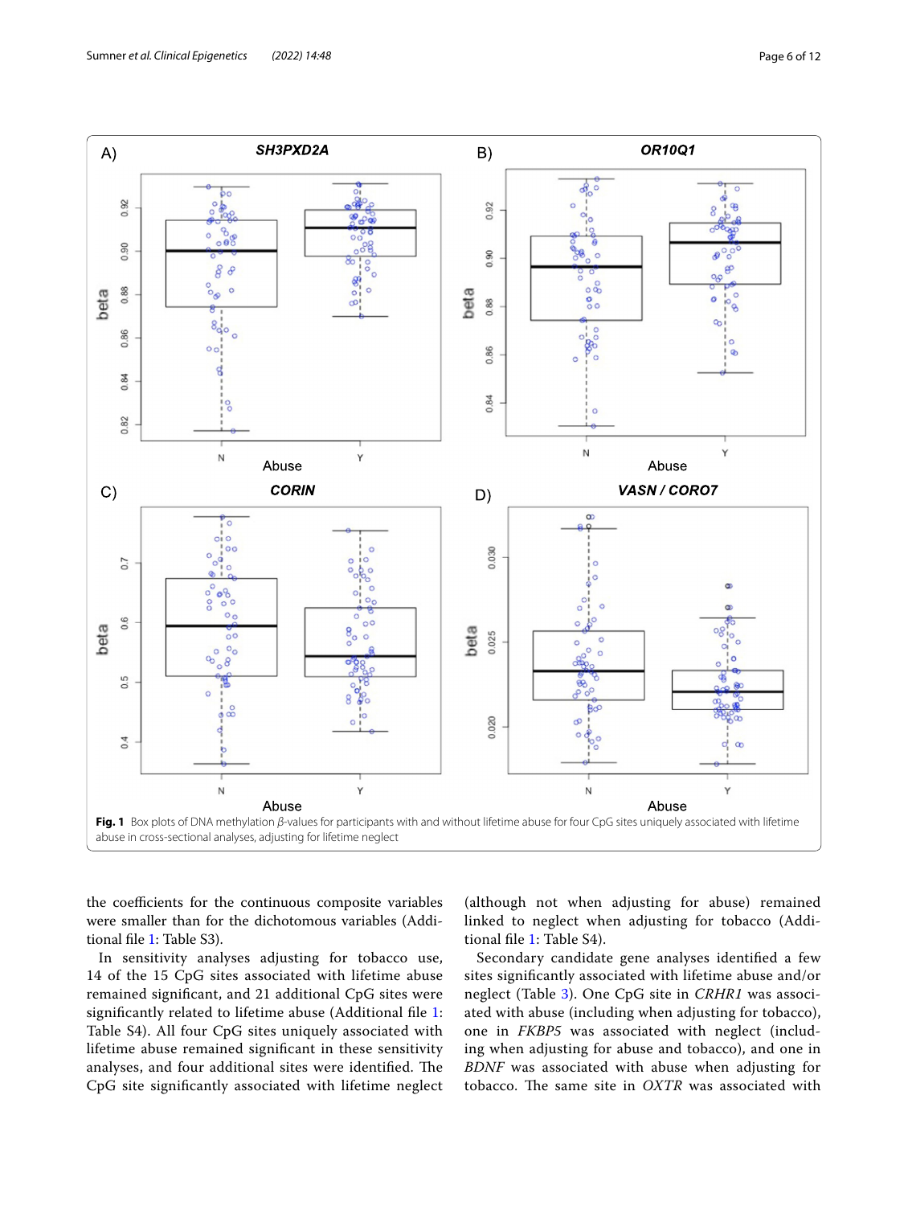**Fig. 1** Box plots of DNA methylation β-values for participants with and without lifetime abuse for four CpG sites uniquely associated with lifetime abuse in cross-sectional analyses, adjusting for lifetime neglect

the coefficients for the continuous composite variables were smaller than for the dichotomous variables (Additional file 1: Table S3).

In sensitivity analyses adjusting for tobacco use, 14 of the 15 CpG sites associated with lifetime abuse remained significant, and 21 additional CpG sites were significantly related to lifetime abuse (Additional file 1: Table S4). All four CpG sites uniquely associated with lifetime abuse remained significant in these sensitivity analyses, and four additional sites were identified. The CpG site significantly associated with lifetime neglect (although not when adjusting for abuse) remained linked to neglect when adjusting for tobacco (Additional file 1: Table S4).

Secondary candidate gene analyses identified a few sites significantly associated with lifetime abuse and/or neglect (Table 3). One CpG site in *CRHR1* was associated with abuse (including when adjusting for tobacco), one in *FKBP5* was associated with neglect (including when adjusting for abuse and tobacco), and one in *BDNF* was associated with abuse when adjusting for tobacco. The same site in *OXTR* was associated with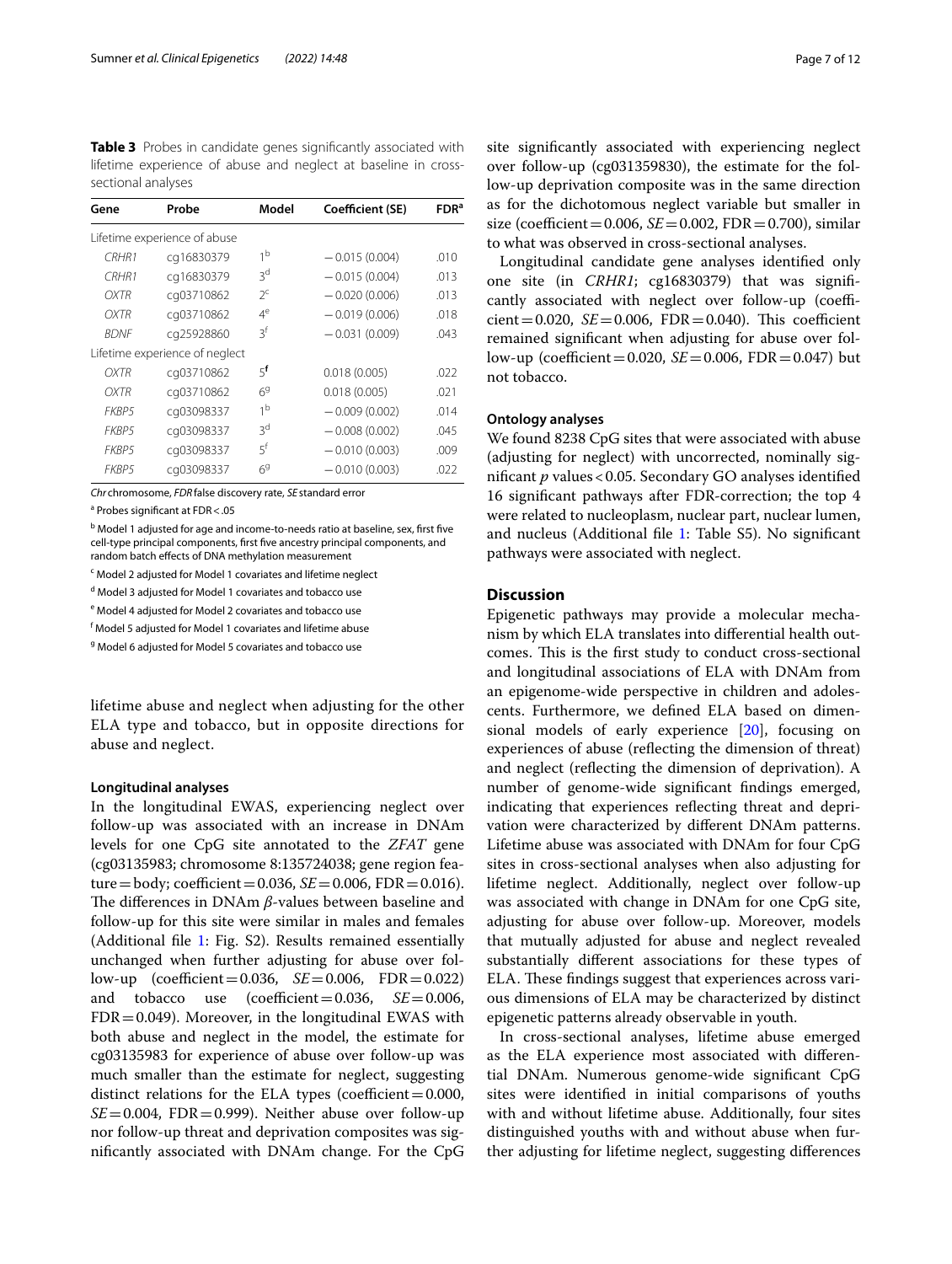**Table 3** Probes in candidate genes significantly associated with lifetime experience of abuse and neglect at baseline in cross-sectional analyses

| Gene | Probe | Model | Coefficient (SE) | FDR[a] |
|---|---|---|---|---|
| Lifetime experience of abuse | | | | |
| *CRHR1* | cg16830379 | 1[b] | −0.015 (0.004) | .010 |
| *CRHR1* | cg16830379 | 3[d] | −0.015 (0.004) | .013 |
| *OXTR* | cg03710862 | 2[c] | −0.020 (0.006) | .013 |
| *OXTR* | cg03710862 | 4[e] | −0.019 (0.006) | .018 |
| *BDNF* | cg25928860 | 3[f] | −0.031 (0.009) | .043 |
| Lifetime experience of neglect | | | | |
| *OXTR* | cg03710862 | 5[f] | 0.018 (0.005) | .022 |
| *OXTR* | cg03710862 | 6[g] | 0.018 (0.005) | .021 |
| *FKBP5* | cg03098337 | 1[b] | −0.009 (0.002) | .014 |
| *FKBP5* | cg03098337 | 3[d] | −0.008 (0.002) | .045 |
| *FKBP5* | cg03098337 | 5[f] | −0.010 (0.003) | .009 |
| *FKBP5* | cg03098337 | 6[g] | −0.010 (0.003) | .022 |

*Chr* chromosome, *FDR* false discovery rate, *SE* standard error

[a] Probes significant at FDR < .05

[b] Model 1 adjusted for age and income-to-needs ratio at baseline, sex, first five cell-type principal components, first five ancestry principal components, and random batch effects of DNA methylation measurement

[c] Model 2 adjusted for Model 1 covariates and lifetime neglect

[d] Model 3 adjusted for Model 1 covariates and tobacco use

[e] Model 4 adjusted for Model 2 covariates and tobacco use

[f] Model 5 adjusted for Model 1 covariates and lifetime abuse

[g] Model 6 adjusted for Model 5 covariates and tobacco use

lifetime abuse and neglect when adjusting for the other ELA type and tobacco, but in opposite directions for abuse and neglect.

#### Longitudinal analyses

In the longitudinal EWAS, experiencing neglect over follow-up was associated with an increase in DNAm levels for one CpG site annotated to the *ZFAT* gene (cg03135983; chromosome 8:135724038; gene region feature = body; coefficient = 0.036, $SE$ = 0.006, FDR = 0.016). The differences in DNAm $\beta$-values between baseline and follow-up for this site were similar in males and females (Additional file 1: Fig. S2). Results remained essentially unchanged when further adjusting for abuse over follow-up (coefficient = 0.036, $SE$ = 0.006, FDR = 0.022) and tobacco use (coefficient = 0.036, $SE$ = 0.006, FDR = 0.049). Moreover, in the longitudinal EWAS with both abuse and neglect in the model, the estimate for cg03135983 for experience of abuse over follow-up was much smaller than the estimate for neglect, suggesting distinct relations for the ELA types (coefficient = 0.000, $SE$ = 0.004, FDR = 0.999). Neither abuse over follow-up nor follow-up threat and deprivation composites was significantly associated with DNAm change. For the CpG site significantly associated with experiencing neglect over follow-up (cg031359830), the estimate for the follow-up deprivation composite was in the same direction as for the dichotomous neglect variable but smaller in size (coefficient = 0.006, $SE$ = 0.002, FDR = 0.700), similar to what was observed in cross-sectional analyses.

Longitudinal candidate gene analyses identified only one site (in *CRHR1*; cg16830379) that was significantly associated with neglect over follow-up (coefficient = 0.020, $SE$ = 0.006, FDR = 0.040). This coefficient remained significant when adjusting for abuse over follow-up (coefficient = 0.020, $SE$ = 0.006, FDR = 0.047) but not tobacco.

#### Ontology analyses

We found 8238 CpG sites that were associated with abuse (adjusting for neglect) with uncorrected, nominally significant $p$ values < 0.05. Secondary GO analyses identified 16 significant pathways after FDR-correction; the top 4 were related to nucleoplasm, nuclear part, nuclear lumen, and nucleus (Additional file 1: Table S5). No significant pathways were associated with neglect.

## Discussion

Epigenetic pathways may provide a molecular mechanism by which ELA translates into differential health outcomes. This is the first study to conduct cross-sectional and longitudinal associations of ELA with DNAm from an epigenome-wide perspective in children and adolescents. Furthermore, we defined ELA based on dimensional models of early experience [20], focusing on experiences of abuse (reflecting the dimension of threat) and neglect (reflecting the dimension of deprivation). A number of genome-wide significant findings emerged, indicating that experiences reflecting threat and deprivation were characterized by different DNAm patterns. Lifetime abuse was associated with DNAm for four CpG sites in cross-sectional analyses when also adjusting for lifetime neglect. Additionally, neglect over follow-up was associated with change in DNAm for one CpG site, adjusting for abuse over follow-up. Moreover, models that mutually adjusted for abuse and neglect revealed substantially different associations for these types of ELA. These findings suggest that experiences across various dimensions of ELA may be characterized by distinct epigenetic patterns already observable in youth.

In cross-sectional analyses, lifetime abuse emerged as the ELA experience most associated with differential DNAm. Numerous genome-wide significant CpG sites were identified in initial comparisons of youths with and without lifetime abuse. Additionally, four sites distinguished youths with and without abuse when further adjusting for lifetime neglect, suggesting differences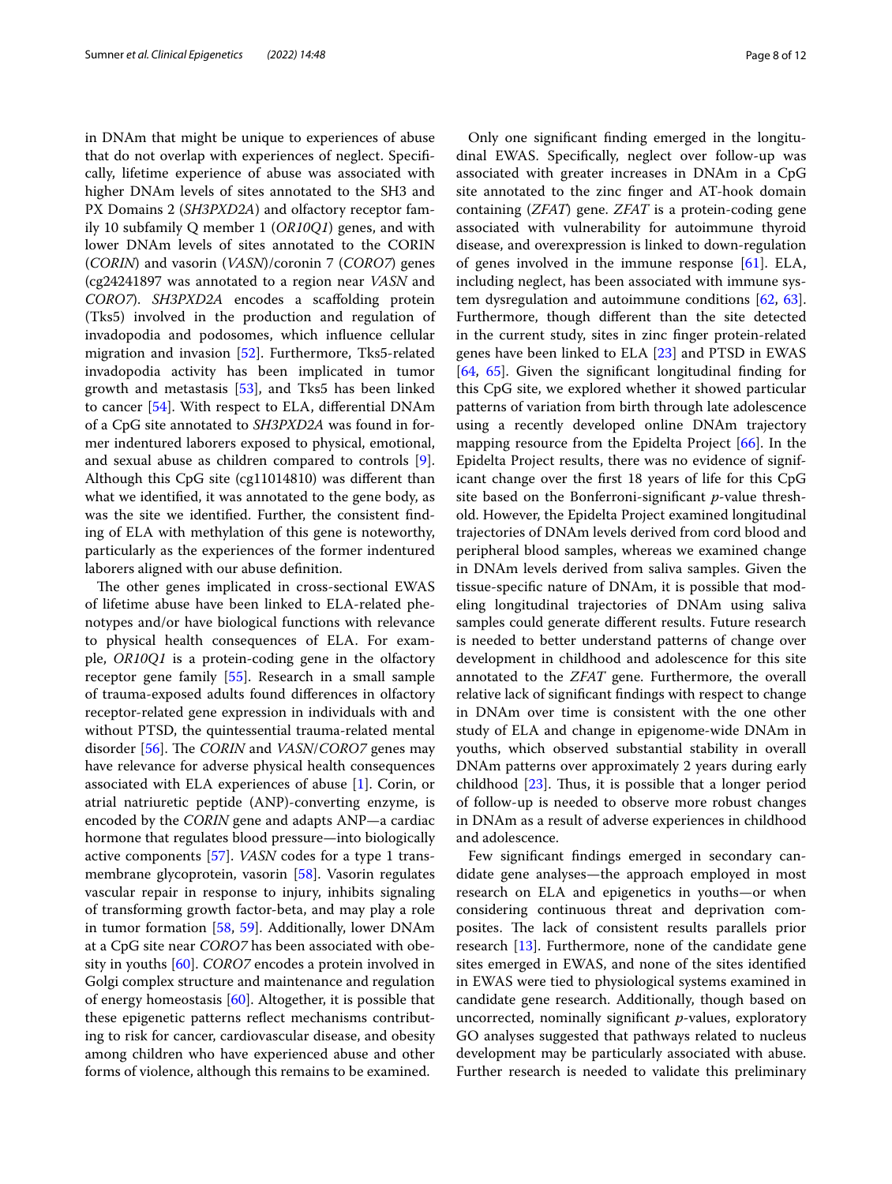in DNAm that might be unique to experiences of abuse that do not overlap with experiences of neglect. Specifically, lifetime experience of abuse was associated with higher DNAm levels of sites annotated to the SH3 and PX Domains 2 (*SH3PXD2A*) and olfactory receptor family 10 subfamily Q member 1 (*OR10Q1*) genes, and with lower DNAm levels of sites annotated to the CORIN (*CORIN*) and vasorin (*VASN*)/coronin 7 (*CORO7*) genes (cg24241897 was annotated to a region near *VASN* and *CORO7*). *SH3PXD2A* encodes a scaffolding protein (Tks5) involved in the production and regulation of invadopodia and podosomes, which influence cellular migration and invasion [52]. Furthermore, Tks5-related invadopodia activity has been implicated in tumor growth and metastasis [53], and Tks5 has been linked to cancer [54]. With respect to ELA, differential DNAm of a CpG site annotated to *SH3PXD2A* was found in former indentured laborers exposed to physical, emotional, and sexual abuse as children compared to controls [9]. Although this CpG site (cg11014810) was different than what we identified, it was annotated to the gene body, as was the site we identified. Further, the consistent finding of ELA with methylation of this gene is noteworthy, particularly as the experiences of the former indentured laborers aligned with our abuse definition.

The other genes implicated in cross-sectional EWAS of lifetime abuse have been linked to ELA-related phenotypes and/or have biological functions with relevance to physical health consequences of ELA. For example, *OR10Q1* is a protein-coding gene in the olfactory receptor gene family [55]. Research in a small sample of trauma-exposed adults found differences in olfactory receptor-related gene expression in individuals with and without PTSD, the quintessential trauma-related mental disorder [56]. The *CORIN* and *VASN*/*CORO7* genes may have relevance for adverse physical health consequences associated with ELA experiences of abuse [1]. Corin, or atrial natriuretic peptide (ANP)-converting enzyme, is encoded by the *CORIN* gene and adapts ANP—a cardiac hormone that regulates blood pressure—into biologically active components [57]. *VASN* codes for a type 1 transmembrane glycoprotein, vasorin [58]. Vasorin regulates vascular repair in response to injury, inhibits signaling of transforming growth factor-beta, and may play a role in tumor formation [58, 59]. Additionally, lower DNAm at a CpG site near *CORO7* has been associated with obesity in youths [60]. *CORO7* encodes a protein involved in Golgi complex structure and maintenance and regulation of energy homeostasis [60]. Altogether, it is possible that these epigenetic patterns reflect mechanisms contributing to risk for cancer, cardiovascular disease, and obesity among children who have experienced abuse and other forms of violence, although this remains to be examined.

Only one significant finding emerged in the longitudinal EWAS. Specifically, neglect over follow-up was associated with greater increases in DNAm in a CpG site annotated to the zinc finger and AT-hook domain containing (*ZFAT*) gene. *ZFAT* is a protein-coding gene associated with vulnerability for autoimmune thyroid disease, and overexpression is linked to down-regulation of genes involved in the immune response [61]. ELA, including neglect, has been associated with immune system dysregulation and autoimmune conditions [62, 63]. Furthermore, though different than the site detected in the current study, sites in zinc finger protein-related genes have been linked to ELA [23] and PTSD in EWAS [64, 65]. Given the significant longitudinal finding for this CpG site, we explored whether it showed particular patterns of variation from birth through late adolescence using a recently developed online DNAm trajectory mapping resource from the Epidelta Project [66]. In the Epidelta Project results, there was no evidence of significant change over the first 18 years of life for this CpG site based on the Bonferroni-significant *p*-value threshold. However, the Epidelta Project examined longitudinal trajectories of DNAm levels derived from cord blood and peripheral blood samples, whereas we examined change in DNAm levels derived from saliva samples. Given the tissue-specific nature of DNAm, it is possible that modeling longitudinal trajectories of DNAm using saliva samples could generate different results. Future research is needed to better understand patterns of change over development in childhood and adolescence for this site annotated to the *ZFAT* gene. Furthermore, the overall relative lack of significant findings with respect to change in DNAm over time in the current study is consistent with the one other study of ELA and change in epigenome-wide DNAm in youths, which observed substantial stability in overall DNAm patterns over approximately 2 years during early childhood [23]. Thus, it is possible that a longer period of follow-up is needed to observe more robust changes in DNAm as a result of adverse experiences in childhood and adolescence.

Few significant findings emerged in secondary candidate gene analyses—the approach employed in most research on ELA and epigenetics in youths—or when considering continuous threat and deprivation composites. The lack of consistent results parallels prior research [13]. Furthermore, none of the candidate gene sites emerged in EWAS, and none of the sites identified in EWAS were tied to physiological systems examined in candidate gene research. Additionally, though based on uncorrected, nominally significant *p*-values, exploratory GO analyses suggested that pathways related to nucleus development may be particularly associated with abuse. Further research is needed to validate this preliminary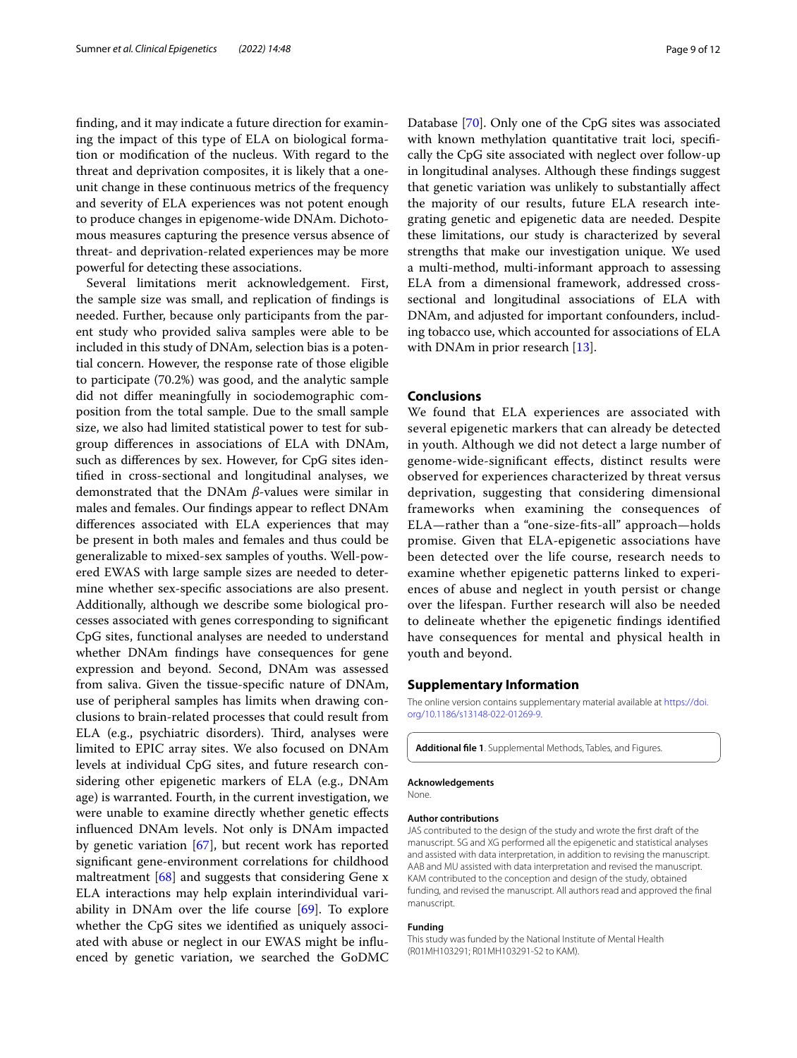finding, and it may indicate a future direction for examining the impact of this type of ELA on biological formation or modification of the nucleus. With regard to the threat and deprivation composites, it is likely that a one-unit change in these continuous metrics of the frequency and severity of ELA experiences was not potent enough to produce changes in epigenome-wide DNAm. Dichotomous measures capturing the presence versus absence of threat- and deprivation-related experiences may be more powerful for detecting these associations.

Several limitations merit acknowledgement. First, the sample size was small, and replication of findings is needed. Further, because only participants from the parent study who provided saliva samples were able to be included in this study of DNAm, selection bias is a potential concern. However, the response rate of those eligible to participate (70.2%) was good, and the analytic sample did not differ meaningfully in sociodemographic composition from the total sample. Due to the small sample size, we also had limited statistical power to test for subgroup differences in associations of ELA with DNAm, such as differences by sex. However, for CpG sites identified in cross-sectional and longitudinal analyses, we demonstrated that the DNAm $\beta$-values were similar in males and females. Our findings appear to reflect DNAm differences associated with ELA experiences that may be present in both males and females and thus could be generalizable to mixed-sex samples of youths. Well-powered EWAS with large sample sizes are needed to determine whether sex-specific associations are also present. Additionally, although we describe some biological processes associated with genes corresponding to significant CpG sites, functional analyses are needed to understand whether DNAm findings have consequences for gene expression and beyond. Second, DNAm was assessed from saliva. Given the tissue-specific nature of DNAm, use of peripheral samples has limits when drawing conclusions to brain-related processes that could result from ELA (e.g., psychiatric disorders). Third, analyses were limited to EPIC array sites. We also focused on DNAm levels at individual CpG sites, and future research considering other epigenetic markers of ELA (e.g., DNAm age) is warranted. Fourth, in the current investigation, we were unable to examine directly whether genetic effects influenced DNAm levels. Not only is DNAm impacted by genetic variation [67], but recent work has reported significant gene-environment correlations for childhood maltreatment [68] and suggests that considering Gene x ELA interactions may help explain interindividual variability in DNAm over the life course [69]. To explore whether the CpG sites we identified as uniquely associated with abuse or neglect in our EWAS might be influenced by genetic variation, we searched the GoDMC Database [70]. Only one of the CpG sites was associated with known methylation quantitative trait loci, specifically the CpG site associated with neglect over follow-up in longitudinal analyses. Although these findings suggest that genetic variation was unlikely to substantially affect the majority of our results, future ELA research integrating genetic and epigenetic data are needed. Despite these limitations, our study is characterized by several strengths that make our investigation unique. We used a multi-method, multi-informant approach to assessing ELA from a dimensional framework, addressed cross-sectional and longitudinal associations of ELA with DNAm, and adjusted for important confounders, including tobacco use, which accounted for associations of ELA with DNAm in prior research [13].

## Conclusions

We found that ELA experiences are associated with several epigenetic markers that can already be detected in youth. Although we did not detect a large number of genome-wide-significant effects, distinct results were observed for experiences characterized by threat versus deprivation, suggesting that considering dimensional frameworks when examining the consequences of ELA—rather than a "one-size-fits-all" approach—holds promise. Given that ELA-epigenetic associations have been detected over the life course, research needs to examine whether epigenetic patterns linked to experiences of abuse and neglect in youth persist or change over the lifespan. Further research will also be needed to delineate whether the epigenetic findings identified have consequences for mental and physical health in youth and beyond.

## Supplementary Information

The online version contains supplementary material available at https://doi.org/10.1186/s13148-022-01269-9.

**Additional file 1**. Supplemental Methods, Tables, and Figures.

#### Acknowledgements

None.

#### Author contributions

JAS contributed to the design of the study and wrote the first draft of the manuscript. SG and XG performed all the epigenetic and statistical analyses and assisted with data interpretation, in addition to revising the manuscript. AAB and MU assisted with data interpretation and revised the manuscript. KAM contributed to the conception and design of the study, obtained funding, and revised the manuscript. All authors read and approved the final manuscript.

#### Funding

This study was funded by the National Institute of Mental Health (R01MH103291; R01MH103291-S2 to KAM).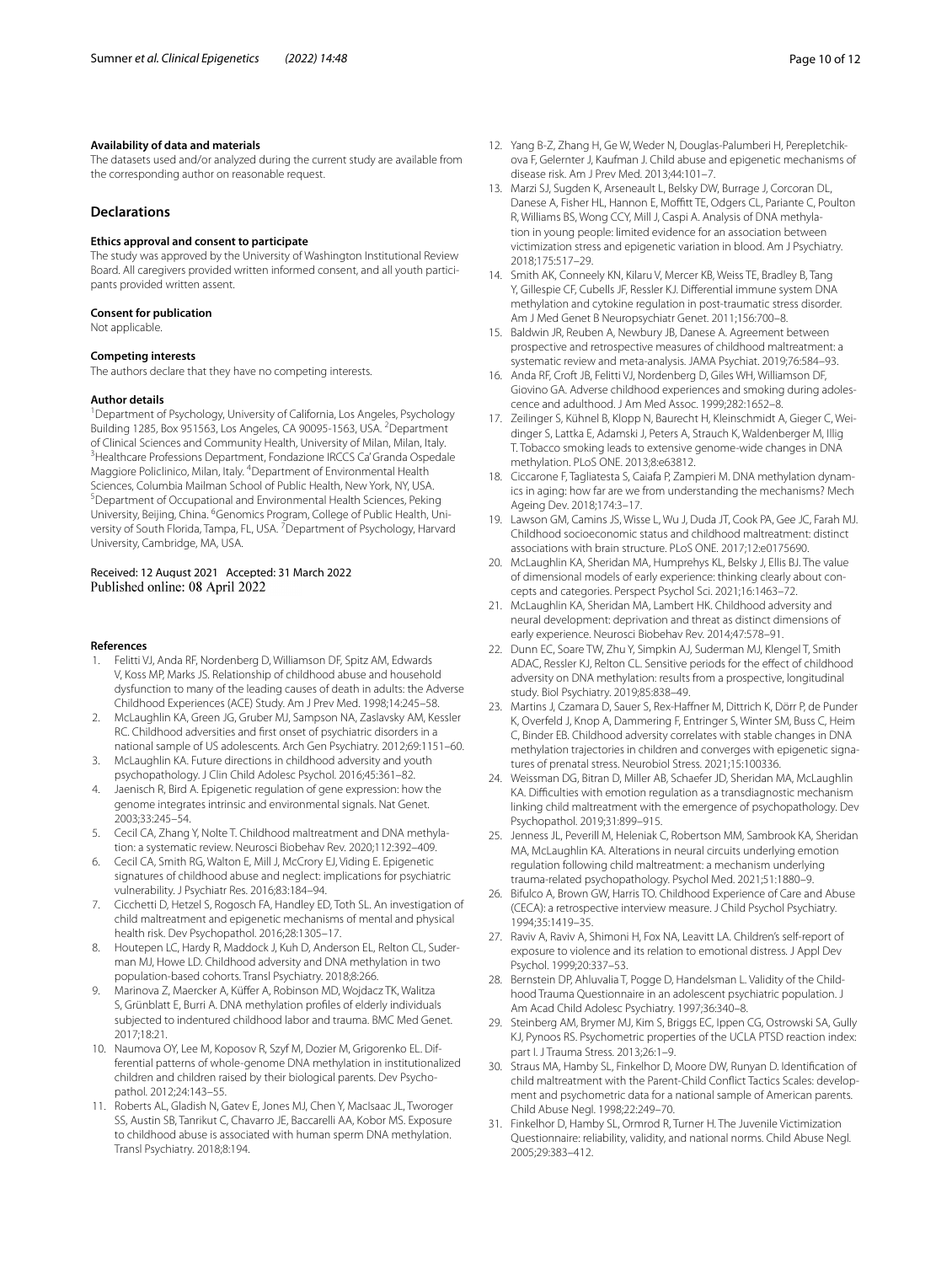**Availability of data and materials**

The datasets used and/or analyzed during the current study are available from the corresponding author on reasonable request.

## Declarations

**Ethics approval and consent to participate**

The study was approved by the University of Washington Institutional Review Board. All caregivers provided written informed consent, and all youth participants provided written assent.

**Consent for publication**

Not applicable.

**Competing interests**

The authors declare that they have no competing interests.

**Author details**

[1]Department of Psychology, University of California, Los Angeles, Psychology Building 1285, Box 951563, Los Angeles, CA 90095-1563, USA. [2]Department of Clinical Sciences and Community Health, University of Milan, Milan, Italy. [3]Healthcare Professions Department, Fondazione IRCCS Ca' Granda Ospedale Maggiore Policlinico, Milan, Italy. [4]Department of Environmental Health Sciences, Columbia Mailman School of Public Health, New York, NY, USA. [5]Department of Occupational and Environmental Health Sciences, Peking University, Beijing, China. [6]Genomics Program, College of Public Health, University of South Florida, Tampa, FL, USA. [7]Department of Psychology, Harvard University, Cambridge, MA, USA.

Received: 12 August 2021 Accepted: 31 March 2022
Published online: 08 April 2022

**References**

1. Felitti VJ, Anda RF, Nordenberg D, Williamson DF, Spitz AM, Edwards V, Koss MP, Marks JS. Relationship of childhood abuse and household dysfunction to many of the leading causes of death in adults: the Adverse Childhood Experiences (ACE) Study. Am J Prev Med. 1998;14:245–58.
2. McLaughlin KA, Green JG, Gruber MJ, Sampson NA, Zaslavsky AM, Kessler RC. Childhood adversities and first onset of psychiatric disorders in a national sample of US adolescents. Arch Gen Psychiatry. 2012;69:1151–60.
3. McLaughlin KA. Future directions in childhood adversity and youth psychopathology. J Clin Child Adolesc Psychol. 2016;45:361–82.
4. Jaenisch R, Bird A. Epigenetic regulation of gene expression: how the genome integrates intrinsic and environmental signals. Nat Genet. 2003;33:245–54.
5. Cecil CA, Zhang Y, Nolte T. Childhood maltreatment and DNA methylation: a systematic review. Neurosci Biobehav Rev. 2020;112:392–409.
6. Cecil CA, Smith RG, Walton E, Mill J, McCrory EJ, Viding E. Epigenetic signatures of childhood abuse and neglect: implications for psychiatric vulnerability. J Psychiatr Res. 2016;83:184–94.
7. Cicchetti D, Hetzel S, Rogosch FA, Handley ED, Toth SL. An investigation of child maltreatment and epigenetic mechanisms of mental and physical health risk. Dev Psychopathol. 2016;28:1305–17.
8. Houtepen LC, Hardy R, Maddock J, Kuh D, Anderson EL, Relton CL, Suderman MJ, Howe LD. Childhood adversity and DNA methylation in two population-based cohorts. Transl Psychiatry. 2018;8:266.
9. Marinova Z, Maercker A, Küffer A, Robinson MD, Wojdacz TK, Walitza S, Grünblatt E, Burri A. DNA methylation profiles of elderly individuals subjected to indentured childhood labor and trauma. BMC Med Genet. 2017;18:21.
10. Naumova OY, Lee M, Koposov R, Szyf M, Dozier M, Grigorenko EL. Differential patterns of whole-genome DNA methylation in institutionalized children and children raised by their biological parents. Dev Psychopathol. 2012;24:143–55.
11. Roberts AL, Gladish N, Gatev E, Jones MJ, Chen Y, MacIsaac JL, Tworoger SS, Austin SB, Tanrikut C, Chavarro JE, Baccarelli AA, Kobor MS. Exposure to childhood abuse is associated with human sperm DNA methylation. Transl Psychiatry. 2018;8:194.
12. Yang B-Z, Zhang H, Ge W, Weder N, Douglas-Palumberi H, Perepletchikova F, Gelernter J, Kaufman J. Child abuse and epigenetic mechanisms of disease risk. Am J Prev Med. 2013;44:101–7.
13. Marzi SJ, Sugden K, Arseneault L, Belsky DW, Burrage J, Corcoran DL, Danese A, Fisher HL, Hannon E, Moffitt TE, Odgers CL, Pariante C, Poulton R, Williams BS, Wong CCY, Mill J, Caspi A. Analysis of DNA methylation in young people: limited evidence for an association between victimization stress and epigenetic variation in blood. Am J Psychiatry. 2018;175:517–29.
14. Smith AK, Conneely KN, Kilaru V, Mercer KB, Weiss TE, Bradley B, Tang Y, Gillespie CF, Cubells JF, Ressler KJ. Differential immune system DNA methylation and cytokine regulation in post-traumatic stress disorder. Am J Med Genet B Neuropsychiatr Genet. 2011;156:700–8.
15. Baldwin JR, Reuben A, Newbury JB, Danese A. Agreement between prospective and retrospective measures of childhood maltreatment: a systematic review and meta-analysis. JAMA Psychiat. 2019;76:584–93.
16. Anda RF, Croft JB, Felitti VJ, Nordenberg D, Giles WH, Williamson DF, Giovino GA. Adverse childhood experiences and smoking during adolescence and adulthood. J Am Med Assoc. 1999;282:1652–8.
17. Zeilinger S, Kühnel B, Klopp N, Baurecht H, Kleinschmidt A, Gieger C, Weidinger S, Lattka E, Adamski J, Peters A, Strauch K, Waldenberger M, Illig T. Tobacco smoking leads to extensive genome-wide changes in DNA methylation. PLoS ONE. 2013;8:e63812.
18. Ciccarone F, Tagliatesta S, Caiafa P, Zampieri M. DNA methylation dynamics in aging: how far are we from understanding the mechanisms? Mech Ageing Dev. 2018;174:3–17.
19. Lawson GM, Camins JS, Wisse L, Wu J, Duda JT, Cook PA, Gee JC, Farah MJ. Childhood socioeconomic status and childhood maltreatment: distinct associations with brain structure. PLoS ONE. 2017;12:e0175690.
20. McLaughlin KA, Sheridan MA, Humprehys KL, Belsky J, Ellis BJ. The value of dimensional models of early experience: thinking clearly about concepts and categories. Perspect Psychol Sci. 2021;16:1463–72.
21. McLaughlin KA, Sheridan MA, Lambert HK. Childhood adversity and neural development: deprivation and threat as distinct dimensions of early experience. Neurosci Biobehav Rev. 2014;47:578–91.
22. Dunn EC, Soare TW, Zhu Y, Simpkin AJ, Suderman MJ, Klengel T, Smith ADAC, Ressler KJ, Relton CL. Sensitive periods for the effect of childhood adversity on DNA methylation: results from a prospective, longitudinal study. Biol Psychiatry. 2019;85:838–49.
23. Martins J, Czamara D, Sauer S, Rex-Haffner M, Dittrich K, Dörr P, de Punder K, Overfeld J, Knop A, Dammering F, Entringer S, Winter SM, Buss C, Heim C, Binder EB. Childhood adversity correlates with stable changes in DNA methylation trajectories in children and converges with epigenetic signatures of prenatal stress. Neurobiol Stress. 2021;15:100336.
24. Weissman DG, Bitran D, Miller AB, Schaefer JD, Sheridan MA, McLaughlin KA. Difficulties with emotion regulation as a transdiagnostic mechanism linking child maltreatment with the emergence of psychopathology. Dev Psychopathol. 2019;31:899–915.
25. Jenness JL, Peverill M, Heleniak C, Robertson MM, Sambrook KA, Sheridan MA, McLaughlin KA. Alterations in neural circuits underlying emotion regulation following child maltreatment: a mechanism underlying trauma-related psychopathology. Psychol Med. 2021;51:1880–9.
26. Bifulco A, Brown GW, Harris TO. Childhood Experience of Care and Abuse (CECA): a retrospective interview measure. J Child Psychol Psychiatry. 1994;35:1419–35.
27. Raviv A, Raviv A, Shimoni H, Fox NA, Leavitt LA. Children's self-report of exposure to violence and its relation to emotional distress. J Appl Dev Psychol. 1999;20:337–53.
28. Bernstein DP, Ahluvalia T, Pogge D, Handelsman L. Validity of the Childhood Trauma Questionnaire in an adolescent psychiatric population. J Am Acad Child Adolesc Psychiatry. 1997;36:340–8.
29. Steinberg AM, Brymer MJ, Kim S, Briggs EC, Ippen CG, Ostrowski SA, Gully KJ, Pynoos RS. Psychometric properties of the UCLA PTSD reaction index: part I. J Trauma Stress. 2013;26:1–9.
30. Straus MA, Hamby SL, Finkelhor D, Moore DW, Runyan D. Identification of child maltreatment with the Parent-Child Conflict Tactics Scales: development and psychometric data for a national sample of American parents. Child Abuse Negl. 1998;22:249–70.
31. Finkelhor D, Hamby SL, Ormrod R, Turner H. The Juvenile Victimization Questionnaire: reliability, validity, and national norms. Child Abuse Negl. 2005;29:383–412.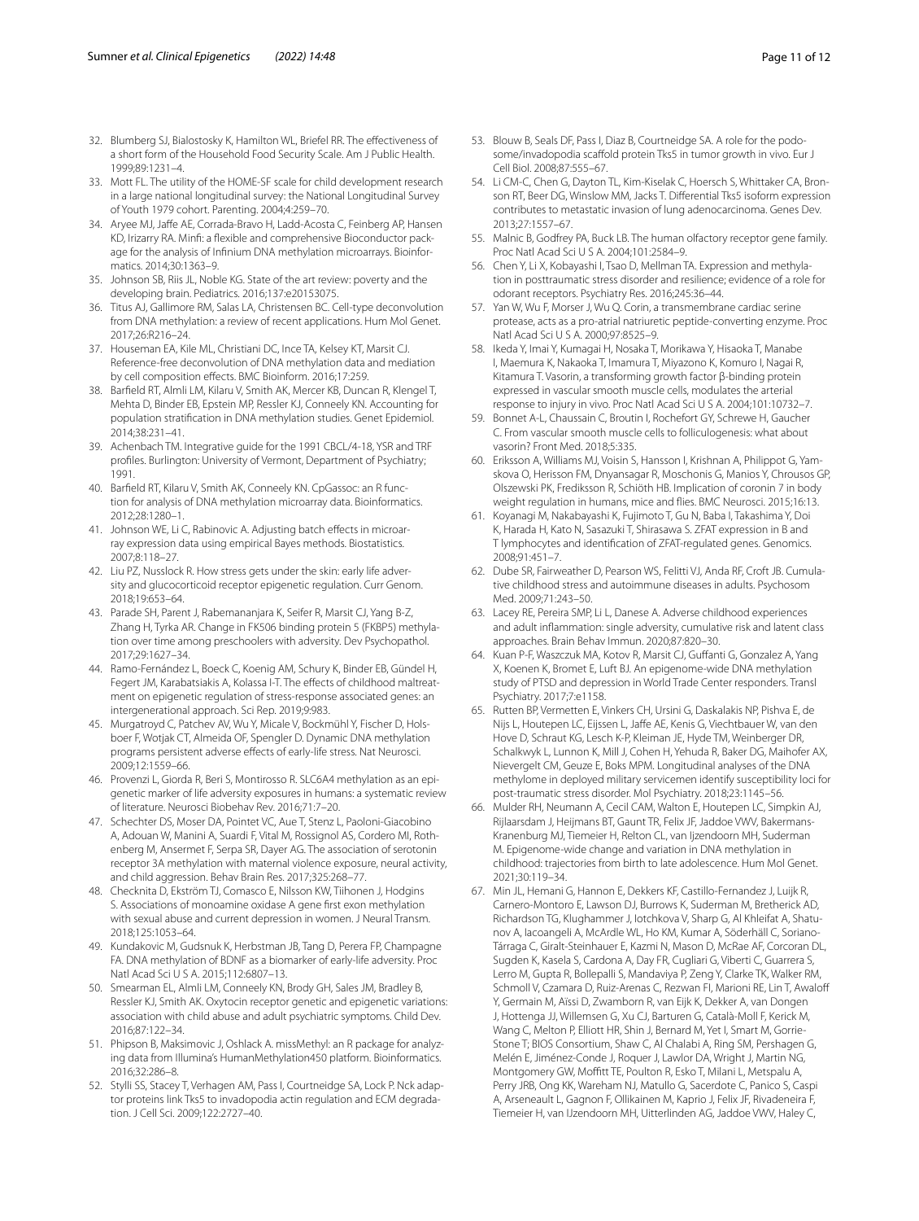32. Blumberg SJ, Bialostosky K, Hamilton WL, Briefel RR. The effectiveness of a short form of the Household Food Security Scale. Am J Public Health. 1999;89:1231–4.
33. Mott FL. The utility of the HOME-SF scale for child development research in a large national longitudinal survey: the National Longitudinal Survey of Youth 1979 cohort. Parenting. 2004;4:259–70.
34. Aryee MJ, Jaffe AE, Corrada-Bravo H, Ladd-Acosta C, Feinberg AP, Hansen KD, Irizarry RA. Minfi: a flexible and comprehensive Bioconductor package for the analysis of Infinium DNA methylation microarrays. Bioinformatics. 2014;30:1363–9.
35. Johnson SB, Riis JL, Noble KG. State of the art review: poverty and the developing brain. Pediatrics. 2016;137:e20153075.
36. Titus AJ, Gallimore RM, Salas LA, Christensen BC. Cell-type deconvolution from DNA methylation: a review of recent applications. Hum Mol Genet. 2017;26:R216–24.
37. Houseman EA, Kile ML, Christiani DC, Ince TA, Kelsey KT, Marsit CJ. Reference-free deconvolution of DNA methylation data and mediation by cell composition effects. BMC Bioinform. 2016;17:259.
38. Barfield RT, Almli LM, Kilaru V, Smith AK, Mercer KB, Duncan R, Klengel T, Mehta D, Binder EB, Epstein MP, Ressler KJ, Conneely KN. Accounting for population stratification in DNA methylation studies. Genet Epidemiol. 2014;38:231–41.
39. Achenbach TM. Integrative guide for the 1991 CBCL/4-18, YSR and TRF profiles. Burlington: University of Vermont, Department of Psychiatry; 1991.
40. Barfield RT, Kilaru V, Smith AK, Conneely KN. CpGassoc: an R function for analysis of DNA methylation microarray data. Bioinformatics. 2012;28:1280–1.
41. Johnson WE, Li C, Rabinovic A. Adjusting batch effects in microarray expression data using empirical Bayes methods. Biostatistics. 2007;8:118–27.
42. Liu PZ, Nusslock R. How stress gets under the skin: early life adversity and glucocorticoid receptor epigenetic regulation. Curr Genom. 2018;19:653–64.
43. Parade SH, Parent J, Rabemananjara K, Seifer R, Marsit CJ, Yang B-Z, Zhang H, Tyrka AR. Change in FK506 binding protein 5 (FKBP5) methylation over time among preschoolers with adversity. Dev Psychopathol. 2017;29:1627–34.
44. Ramo-Fernández L, Boeck C, Koenig AM, Schury K, Binder EB, Gündel H, Fegert JM, Karabatsiakis A, Kolassa I-T. The effects of childhood maltreatment on epigenetic regulation of stress-response associated genes: an intergenerational approach. Sci Rep. 2019;9:983.
45. Murgatroyd C, Patchev AV, Wu Y, Micale V, Bockmühl Y, Fischer D, Holsboer F, Wotjak CT, Almeida OF, Spengler D. Dynamic DNA methylation programs persistent adverse effects of early-life stress. Nat Neurosci. 2009;12:1559–66.
46. Provenzi L, Giorda R, Beri S, Montirosso R. SLC6A4 methylation as an epigenetic marker of life adversity exposures in humans: a systematic review of literature. Neurosci Biobehav Rev. 2016;71:7–20.
47. Schechter DS, Moser DA, Pointet VC, Aue T, Stenz L, Paoloni-Giacobino A, Adouan W, Manini A, Suardi F, Vital M, Rossignol AS, Cordero MI, Rothenberg M, Ansermet F, Serpa SR, Dayer AG. The association of serotonin receptor 3A methylation with maternal violence exposure, neural activity, and child aggression. Behav Brain Res. 2017;325:268–77.
48. Checknita D, Ekström TJ, Comasco E, Nilsson KW, Tiihonen J, Hodgins S. Associations of monoamine oxidase A gene first exon methylation with sexual abuse and current depression in women. J Neural Transm. 2018;125:1053–64.
49. Kundakovic M, Gudsnuk K, Herbstman JB, Tang D, Perera FP, Champagne FA. DNA methylation of BDNF as a biomarker of early-life adversity. Proc Natl Acad Sci U S A. 2015;112:6807–13.
50. Smearman EL, Almli LM, Conneely KN, Brody GH, Sales JM, Bradley B, Ressler KJ, Smith AK. Oxytocin receptor genetic and epigenetic variations: association with child abuse and adult psychiatric symptoms. Child Dev. 2016;87:122–34.
51. Phipson B, Maksimovic J, Oshlack A. missMethyl: an R package for analyzing data from Illumina's HumanMethylation450 platform. Bioinformatics. 2016;32:286–8.
52. Stylli SS, Stacey T, Verhagen AM, Pass I, Courtneidge SA, Lock P. Nck adaptor proteins link Tks5 to invadopodia actin regulation and ECM degradation. J Cell Sci. 2009;122:2727–40.
53. Blouw B, Seals DF, Pass I, Diaz B, Courtneidge SA. A role for the podosome/invadopodia scaffold protein Tks5 in tumor growth in vivo. Eur J Cell Biol. 2008;87:555–67.
54. Li CM-C, Chen G, Dayton TL, Kim-Kiselak C, Hoersch S, Whittaker CA, Bronson RT, Beer DG, Winslow MM, Jacks T. Differential Tks5 isoform expression contributes to metastatic invasion of lung adenocarcinoma. Genes Dev. 2013;27:1557–67.
55. Malnic B, Godfrey PA, Buck LB. The human olfactory receptor gene family. Proc Natl Acad Sci U S A. 2004;101:2584–9.
56. Chen Y, Li X, Kobayashi I, Tsao D, Mellman TA. Expression and methylation in posttraumatic stress disorder and resilience; evidence of a role for odorant receptors. Psychiatry Res. 2016;245:36–44.
57. Yan W, Wu F, Morser J, Wu Q. Corin, a transmembrane cardiac serine protease, acts as a pro-atrial natriuretic peptide-converting enzyme. Proc Natl Acad Sci U S A. 2000;97:8525–9.
58. Ikeda Y, Imai Y, Kumagai H, Nosaka T, Morikawa Y, Hisaoka T, Manabe I, Maemura K, Nakaoka T, Imamura T, Miyazono K, Komuro I, Nagai R, Kitamura T. Vasorin, a transforming growth factor β-binding protein expressed in vascular smooth muscle cells, modulates the arterial response to injury in vivo. Proc Natl Acad Sci U S A. 2004;101:10732–7.
59. Bonnet A-L, Chaussain C, Broutin I, Rochefort GY, Schrewe H, Gaucher C. From vascular smooth muscle cells to folliculogenesis: what about vasorin? Front Med. 2018;5:335.
60. Eriksson A, Williams MJ, Voisin S, Hansson I, Krishnan A, Philippot G, Yamskova O, Herisson FM, Dnyansagar R, Moschonis G, Manios Y, Chrousos GP, Olszewski PK, Frediksson R, Schiöth HB. Implication of coronin 7 in body weight regulation in humans, mice and flies. BMC Neurosci. 2015;16:13.
61. Koyanagi M, Nakabayashi K, Fujimoto T, Gu N, Baba I, Takashima Y, Doi K, Harada H, Kato N, Sasazuki T, Shirasawa S. ZFAT expression in B and T lymphocytes and identification of ZFAT-regulated genes. Genomics. 2008;91:451–7.
62. Dube SR, Fairweather D, Pearson WS, Felitti VJ, Anda RF, Croft JB. Cumulative childhood stress and autoimmune diseases in adults. Psychosom Med. 2009;71:243–50.
63. Lacey RE, Pereira SMP, Li L, Danese A. Adverse childhood experiences and adult inflammation: single adversity, cumulative risk and latent class approaches. Brain Behav Immun. 2020;87:820–30.
64. Kuan P-F, Waszczuk MA, Kotov R, Marsit CJ, Guffanti G, Gonzalez A, Yang X, Koenen K, Bromet E, Luft BJ. An epigenome-wide DNA methylation study of PTSD and depression in World Trade Center responders. Transl Psychiatry. 2017;7:e1158.
65. Rutten BP, Vermetten E, Vinkers CH, Ursini G, Daskalakis NP, Pishva E, de Nijs L, Houtepen LC, Eijssen L, Jaffe AE, Kenis G, Viechtbauer W, van den Hove D, Schraut KG, Lesch K-P, Kleiman JE, Hyde TM, Weinberger DR, Schalkwyk L, Lunnon K, Mill J, Cohen H, Yehuda R, Baker DG, Maihofer AX, Nievergelt CM, Geuze E, Boks MPM. Longitudinal analyses of the DNA methylome in deployed military servicemen identify susceptibility loci for post-traumatic stress disorder. Mol Psychiatry. 2018;23:1145–56.
66. Mulder RH, Neumann A, Cecil CAM, Walton E, Houtepen LC, Simpkin AJ, Rijlaarsdam J, Heijmans BT, Gaunt TR, Felix JF, Jaddoe VWV, Bakermans-Kranenburg MJ, Tiemeier H, Relton CL, van Ijzendoorn MH, Suderman M. Epigenome-wide change and variation in DNA methylation in childhood: trajectories from birth to late adolescence. Hum Mol Genet. 2021;30:119–34.
67. Min JL, Hemani G, Hannon E, Dekkers KF, Castillo-Fernandez J, Luijk R, Carnero-Montoro E, Lawson DJ, Burrows K, Suderman M, Bretherick AD, Richardson TG, Klughammer J, Iotchkova V, Sharp G, Al Khleifat A, Shatunov A, Iacoangeli A, McArdle WL, Ho KM, Kumar A, Söderhäll C, Soriano-Tárraga C, Giralt-Steinhauer E, Kazmi N, Mason D, McRae AF, Corcoran DL, Sugden K, Kasela S, Cardona A, Day FR, Cugliari G, Viberti C, Guarrera S, Lerro M, Gupta R, Bollepalli S, Mandaviya P, Zeng Y, Clarke TK, Walker RM, Schmoll V, Czamara D, Ruiz-Arenas C, Rezwan FI, Marioni RE, Lin T, Awaloff Y, Germain M, Aïssi D, Zwamborn R, van Eijk K, Dekker A, van Dongen J, Hottenga JJ, Willemsen G, Xu CJ, Barturen G, Català-Moll F, Kerick M, Wang C, Melton P, Elliott HR, Shin J, Bernard M, Yet I, Smart M, Gorrie-Stone T; BIOS Consortium, Shaw C, Al Chalabi A, Ring SM, Pershagen G, Melén E, Jiménez-Conde J, Roquer J, Lawlor DA, Wright J, Martin NG, Montgomery GW, Moffitt TE, Poulton R, Esko T, Milani L, Metspalu A, Perry JRB, Ong KK, Wareham NJ, Matullo G, Sacerdote C, Panico S, Caspi A, Arseneault L, Gagnon F, Ollikainen M, Kaprio J, Felix JF, Rivadeneira F, Tiemeier H, van IJzendoorn MH, Uitterlinden AG, Jaddoe VWV, Haley C,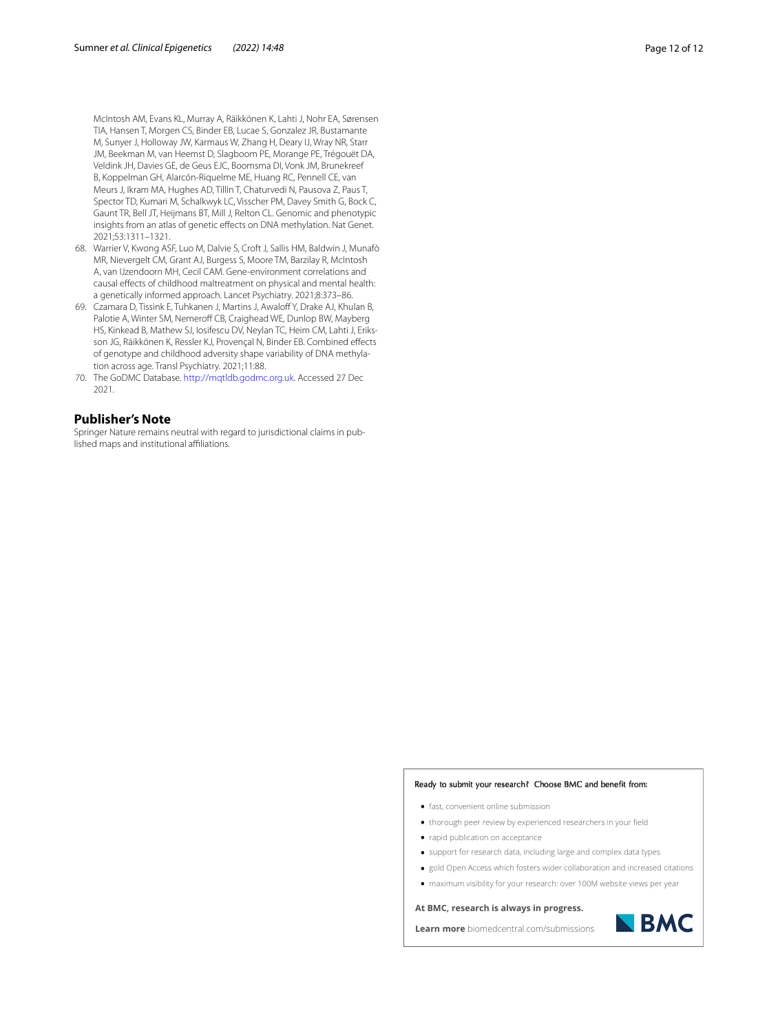McIntosh AM, Evans KL, Murray A, Räikkönen K, Lahti J, Nohr EA, Sørensen TIA, Hansen T, Morgen CS, Binder EB, Lucae S, Gonzalez JR, Bustamante M, Sunyer J, Holloway JW, Karmaus W, Zhang H, Deary IJ, Wray NR, Starr JM, Beekman M, van Heemst D, Slagboom PE, Morange PE, Trégouët DA, Veldink JH, Davies GE, de Geus EJC, Boomsma DI, Vonk JM, Brunekreef B, Koppelman GH, Alarcón-Riquelme ME, Huang RC, Pennell CE, van Meurs J, Ikram MA, Hughes AD, Tillin T, Chaturvedi N, Pausova Z, Paus T, Spector TD, Kumari M, Schalkwyk LC, Visscher PM, Davey Smith G, Bock C, Gaunt TR, Bell JT, Heijmans BT, Mill J, Relton CL. Genomic and phenotypic insights from an atlas of genetic effects on DNA methylation. Nat Genet. 2021;53:1311–1321.

68. Warrier V, Kwong ASF, Luo M, Dalvie S, Croft J, Sallis HM, Baldwin J, Munafò MR, Nievergelt CM, Grant AJ, Burgess S, Moore TM, Barzilay R, McIntosh A, van IJzendoorn MH, Cecil CAM. Gene-environment correlations and causal effects of childhood maltreatment on physical and mental health: a genetically informed approach. Lancet Psychiatry. 2021;8:373–86.
69. Czamara D, Tissink E, Tuhkanen J, Martins J, Awaloff Y, Drake AJ, Khulan B, Palotie A, Winter SM, Nemeroff CB, Craighead WE, Dunlop BW, Mayberg HS, Kinkead B, Mathew SJ, Iosifescu DV, Neylan TC, Heim CM, Lahti J, Eriksson JG, Räikkönen K, Ressler KJ, Provençal N, Binder EB. Combined effects of genotype and childhood adversity shape variability of DNA methylation across age. Transl Psychiatry. 2021;11:88.
70. The GoDMC Database. http://mqtldb.godmc.org.uk. Accessed 27 Dec 2021.

## Publisher's Note

Springer Nature remains neutral with regard to jurisdictional claims in published maps and institutional affiliations.